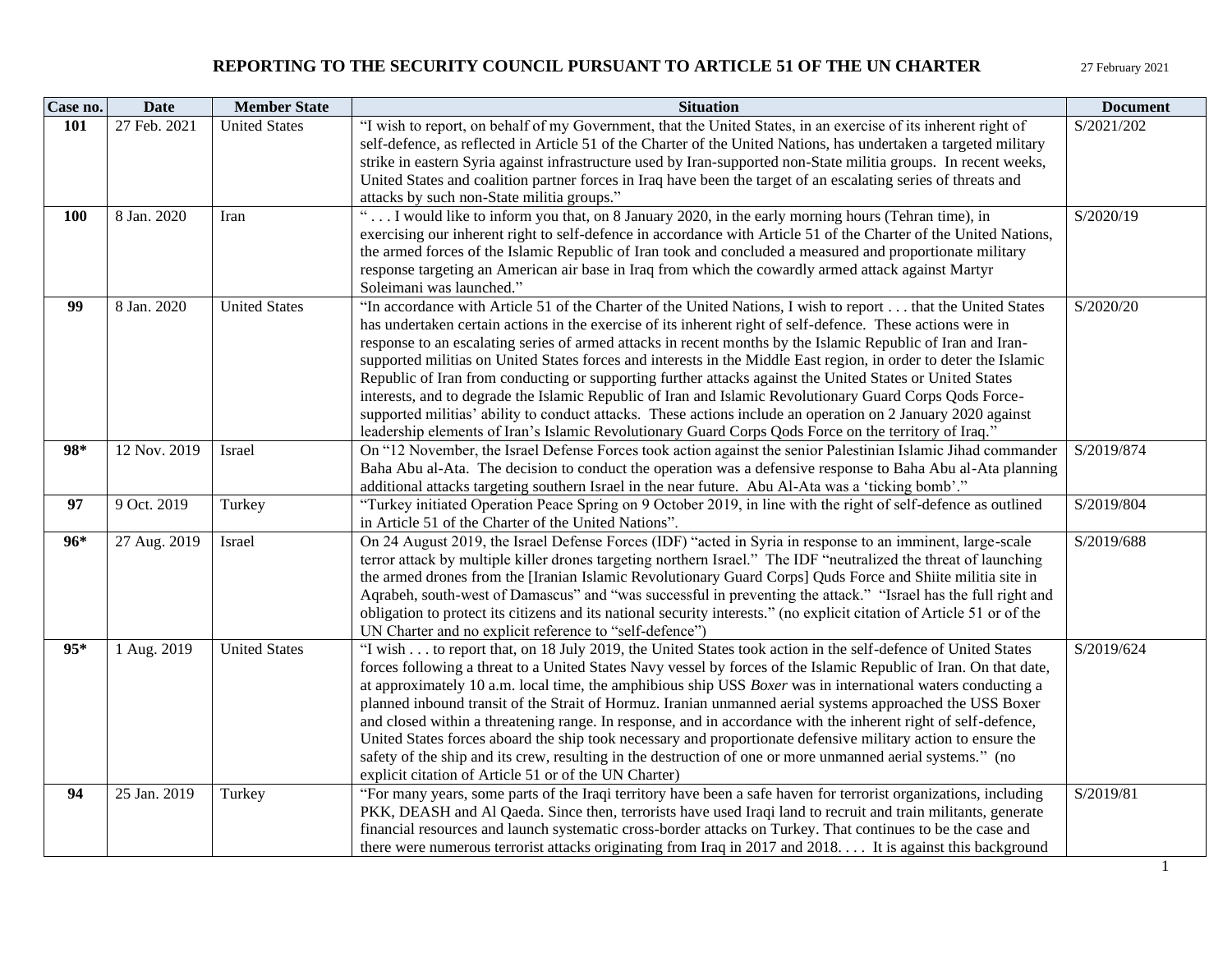# REPORTING TO THE SECURITY COUNCIL PURSUANT TO ARTICLE 51 OF THE UN CHARTER

27 February 2021

| Case no. | Date | Member State | Situation | Document |
|---|---|---|---|---|
| **101** | 27 Feb. 2021 | United States | "I wish to report, on behalf of my Government, that the United States, in an exercise of its inherent right of self-defence, as reflected in Article 51 of the Charter of the United Nations, has undertaken a targeted military strike in eastern Syria against infrastructure used by Iran-supported non-State militia groups. In recent weeks, United States and coalition partner forces in Iraq have been the target of an escalating series of threats and attacks by such non-State militia groups." | S/2021/202 |
| **100** | 8 Jan. 2020 | Iran | " . . . I would like to inform you that, on 8 January 2020, in the early morning hours (Tehran time), in exercising our inherent right to self-defence in accordance with Article 51 of the Charter of the United Nations, the armed forces of the Islamic Republic of Iran took and concluded a measured and proportionate military response targeting an American air base in Iraq from which the cowardly armed attack against Martyr Soleimani was launched." | S/2020/19 |
| **99** | 8 Jan. 2020 | United States | "In accordance with Article 51 of the Charter of the United Nations, I wish to report . . . that the United States has undertaken certain actions in the exercise of its inherent right of self-defence. These actions were in response to an escalating series of armed attacks in recent months by the Islamic Republic of Iran and Iran-supported militias on United States forces and interests in the Middle East region, in order to deter the Islamic Republic of Iran from conducting or supporting further attacks against the United States or United States interests, and to degrade the Islamic Republic of Iran and Islamic Revolutionary Guard Corps Qods Force-supported militias' ability to conduct attacks. These actions include an operation on 2 January 2020 against leadership elements of Iran's Islamic Revolutionary Guard Corps Qods Force on the territory of Iraq." | S/2020/20 |
| **98*** | 12 Nov. 2019 | Israel | On "12 November, the Israel Defense Forces took action against the senior Palestinian Islamic Jihad commander Baha Abu al-Ata. The decision to conduct the operation was a defensive response to Baha Abu al-Ata planning additional attacks targeting southern Israel in the near future. Abu Al-Ata was a 'ticking bomb'." | S/2019/874 |
| **97** | 9 Oct. 2019 | Turkey | "Turkey initiated Operation Peace Spring on 9 October 2019, in line with the right of self-defence as outlined in Article 51 of the Charter of the United Nations". | S/2019/804 |
| **96*** | 27 Aug. 2019 | Israel | On 24 August 2019, the Israel Defense Forces (IDF) "acted in Syria in response to an imminent, large-scale terror attack by multiple killer drones targeting northern Israel." The IDF "neutralized the threat of launching the armed drones from the [Iranian Islamic Revolutionary Guard Corps] Quds Force and Shiite militia site in Aqrabeh, south-west of Damascus" and "was successful in preventing the attack." "Israel has the full right and obligation to protect its citizens and its national security interests." (no explicit citation of Article 51 or of the UN Charter and no explicit reference to "self-defence") | S/2019/688 |
| **95*** | 1 Aug. 2019 | United States | "I wish . . . to report that, on 18 July 2019, the United States took action in the self-defence of United States forces following a threat to a United States Navy vessel by forces of the Islamic Republic of Iran. On that date, at approximately 10 a.m. local time, the amphibious ship USS *Boxer* was in international waters conducting a planned inbound transit of the Strait of Hormuz. Iranian unmanned aerial systems approached the USS Boxer and closed within a threatening range. In response, and in accordance with the inherent right of self-defence, United States forces aboard the ship took necessary and proportionate defensive military action to ensure the safety of the ship and its crew, resulting in the destruction of one or more unmanned aerial systems." (no explicit citation of Article 51 or of the UN Charter) | S/2019/624 |
| **94** | 25 Jan. 2019 | Turkey | "For many years, some parts of the Iraqi territory have been a safe haven for terrorist organizations, including PKK, DEASH and Al Qaeda. Since then, terrorists have used Iraqi land to recruit and train militants, generate financial resources and launch systematic cross-border attacks on Turkey. That continues to be the case and there were numerous terrorist attacks originating from Iraq in 2017 and 2018. . . . It is against this background | S/2019/81 |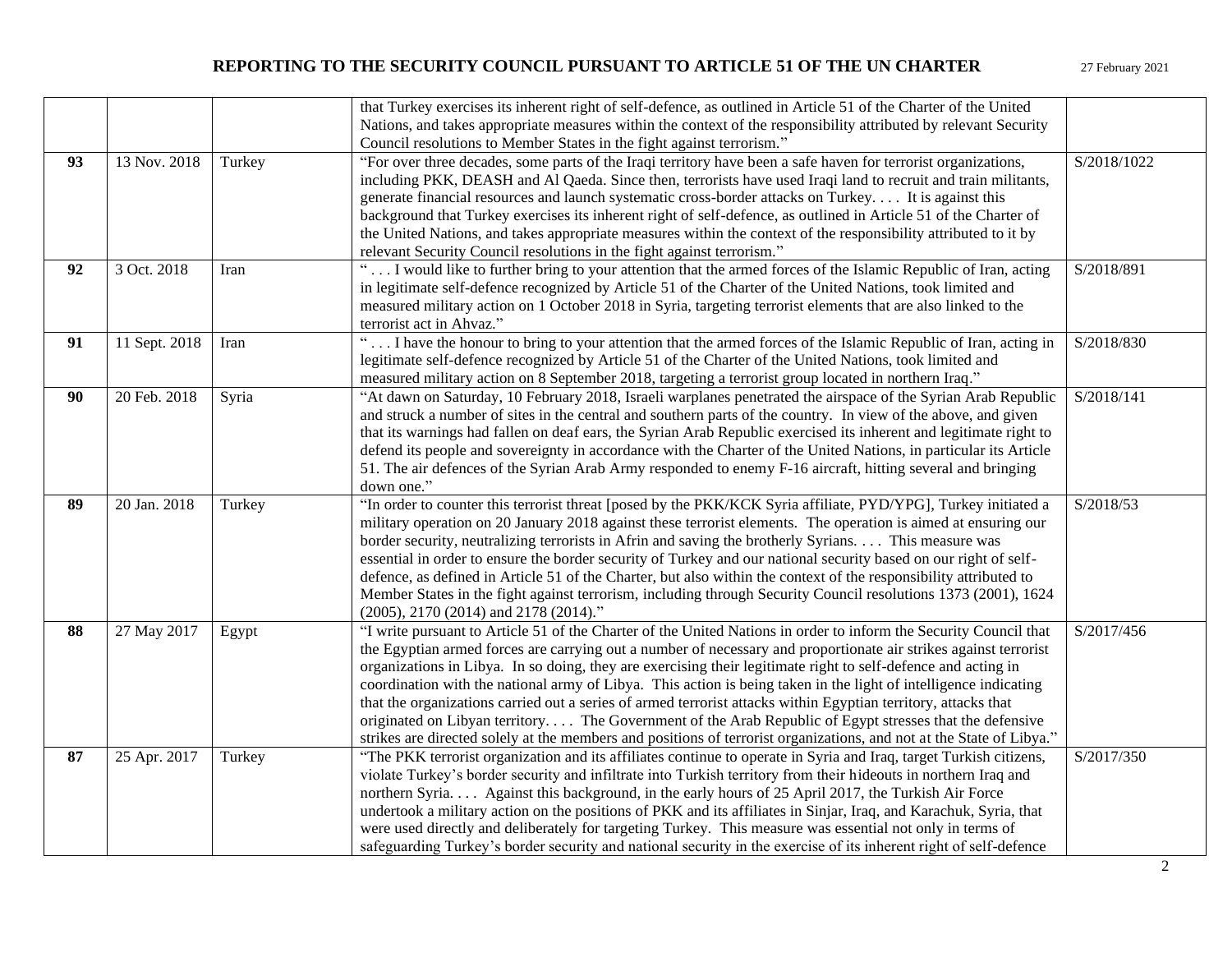| | | | | |
|---|---|---|---|---|
| | | | that Turkey exercises its inherent right of self-defence, as outlined in Article 51 of the Charter of the United Nations, and takes appropriate measures within the context of the responsibility attributed by relevant Security Council resolutions to Member States in the fight against terrorism." | |
| **93** | 13 Nov. 2018 | Turkey | "For over three decades, some parts of the Iraqi territory have been a safe haven for terrorist organizations, including PKK, DEASH and Al Qaeda. Since then, terrorists have used Iraqi land to recruit and train militants, generate financial resources and launch systematic cross-border attacks on Turkey. . . . It is against this background that Turkey exercises its inherent right of self-defence, as outlined in Article 51 of the Charter of the United Nations, and takes appropriate measures within the context of the responsibility attributed to it by relevant Security Council resolutions in the fight against terrorism." | S/2018/1022 |
| **92** | 3 Oct. 2018 | Iran | " . . . I would like to further bring to your attention that the armed forces of the Islamic Republic of Iran, acting in legitimate self-defence recognized by Article 51 of the Charter of the United Nations, took limited and measured military action on 1 October 2018 in Syria, targeting terrorist elements that are also linked to the terrorist act in Ahvaz." | S/2018/891 |
| **91** | 11 Sept. 2018 | Iran | " . . . I have the honour to bring to your attention that the armed forces of the Islamic Republic of Iran, acting in legitimate self-defence recognized by Article 51 of the Charter of the United Nations, took limited and measured military action on 8 September 2018, targeting a terrorist group located in northern Iraq." | S/2018/830 |
| **90** | 20 Feb. 2018 | Syria | "At dawn on Saturday, 10 February 2018, Israeli warplanes penetrated the airspace of the Syrian Arab Republic and struck a number of sites in the central and southern parts of the country. In view of the above, and given that its warnings had fallen on deaf ears, the Syrian Arab Republic exercised its inherent and legitimate right to defend its people and sovereignty in accordance with the Charter of the United Nations, in particular its Article 51. The air defences of the Syrian Arab Army responded to enemy F-16 aircraft, hitting several and bringing down one." | S/2018/141 |
| **89** | 20 Jan. 2018 | Turkey | "In order to counter this terrorist threat [posed by the PKK/KCK Syria affiliate, PYD/YPG], Turkey initiated a military operation on 20 January 2018 against these terrorist elements. The operation is aimed at ensuring our border security, neutralizing terrorists in Afrin and saving the brotherly Syrians. . . . This measure was essential in order to ensure the border security of Turkey and our national security based on our right of self-defence, as defined in Article 51 of the Charter, but also within the context of the responsibility attributed to Member States in the fight against terrorism, including through Security Council resolutions 1373 (2001), 1624 (2005), 2170 (2014) and 2178 (2014)." | S/2018/53 |
| **88** | 27 May 2017 | Egypt | "I write pursuant to Article 51 of the Charter of the United Nations in order to inform the Security Council that the Egyptian armed forces are carrying out a number of necessary and proportionate air strikes against terrorist organizations in Libya. In so doing, they are exercising their legitimate right to self-defence and acting in coordination with the national army of Libya. This action is being taken in the light of intelligence indicating that the organizations carried out a series of armed terrorist attacks within Egyptian territory, attacks that originated on Libyan territory. . . . The Government of the Arab Republic of Egypt stresses that the defensive strikes are directed solely at the members and positions of terrorist organizations, and not at the State of Libya." | S/2017/456 |
| **87** | 25 Apr. 2017 | Turkey | "The PKK terrorist organization and its affiliates continue to operate in Syria and Iraq, target Turkish citizens, violate Turkey's border security and infiltrate into Turkish territory from their hideouts in northern Iraq and northern Syria. . . . Against this background, in the early hours of 25 April 2017, the Turkish Air Force undertook a military action on the positions of PKK and its affiliates in Sinjar, Iraq, and Karachuk, Syria, that were used directly and deliberately for targeting Turkey. This measure was essential not only in terms of safeguarding Turkey's border security and national security in the exercise of its inherent right of self-defence | S/2017/350 |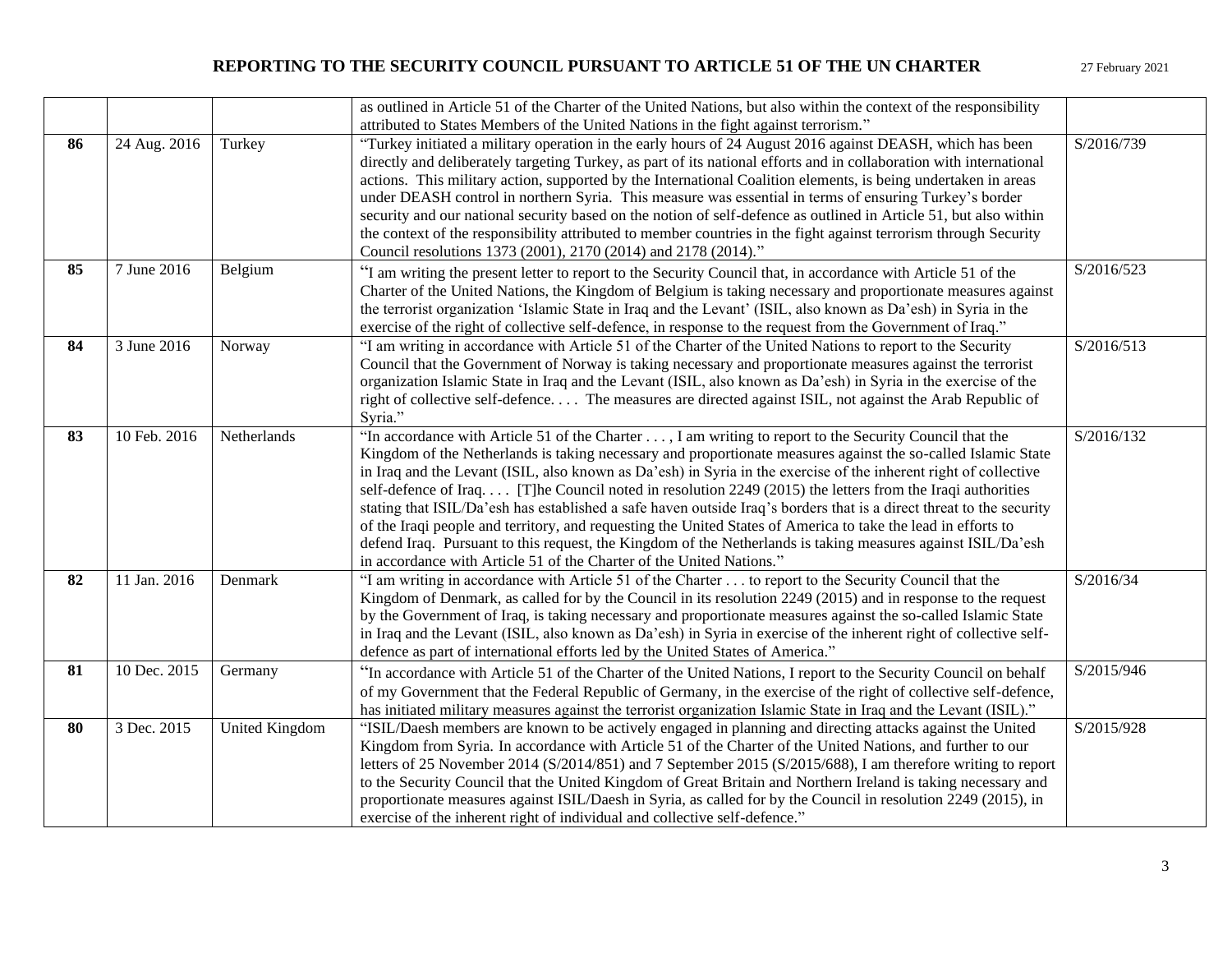| | | | | |
|---|---|---|---|---|
| | | | as outlined in Article 51 of the Charter of the United Nations, but also within the context of the responsibility attributed to States Members of the United Nations in the fight against terrorism." | |
| **86** | 24 Aug. 2016 | Turkey | "Turkey initiated a military operation in the early hours of 24 August 2016 against DEASH, which has been directly and deliberately targeting Turkey, as part of its national efforts and in collaboration with international actions. This military action, supported by the International Coalition elements, is being undertaken in areas under DEASH control in northern Syria. This measure was essential in terms of ensuring Turkey's border security and our national security based on the notion of self-defence as outlined in Article 51, but also within the context of the responsibility attributed to member countries in the fight against terrorism through Security Council resolutions 1373 (2001), 2170 (2014) and 2178 (2014)." | S/2016/739 |
| **85** | 7 June 2016 | Belgium | "I am writing the present letter to report to the Security Council that, in accordance with Article 51 of the Charter of the United Nations, the Kingdom of Belgium is taking necessary and proportionate measures against the terrorist organization 'Islamic State in Iraq and the Levant' (ISIL, also known as Da'esh) in Syria in the exercise of the right of collective self-defence, in response to the request from the Government of Iraq." | S/2016/523 |
| **84** | 3 June 2016 | Norway | "I am writing in accordance with Article 51 of the Charter of the United Nations to report to the Security Council that the Government of Norway is taking necessary and proportionate measures against the terrorist organization Islamic State in Iraq and the Levant (ISIL, also known as Da'esh) in Syria in the exercise of the right of collective self-defence. . . . The measures are directed against ISIL, not against the Arab Republic of Syria." | S/2016/513 |
| **83** | 10 Feb. 2016 | Netherlands | "In accordance with Article 51 of the Charter . . . , I am writing to report to the Security Council that the Kingdom of the Netherlands is taking necessary and proportionate measures against the so-called Islamic State in Iraq and the Levant (ISIL, also known as Da'esh) in Syria in the exercise of the inherent right of collective self-defence of Iraq. . . . [T]he Council noted in resolution 2249 (2015) the letters from the Iraqi authorities stating that ISIL/Da'esh has established a safe haven outside Iraq's borders that is a direct threat to the security of the Iraqi people and territory, and requesting the United States of America to take the lead in efforts to defend Iraq. Pursuant to this request, the Kingdom of the Netherlands is taking measures against ISIL/Da'esh in accordance with Article 51 of the Charter of the United Nations." | S/2016/132 |
| **82** | 11 Jan. 2016 | Denmark | "I am writing in accordance with Article 51 of the Charter . . . to report to the Security Council that the Kingdom of Denmark, as called for by the Council in its resolution 2249 (2015) and in response to the request by the Government of Iraq, is taking necessary and proportionate measures against the so-called Islamic State in Iraq and the Levant (ISIL, also known as Da'esh) in Syria in exercise of the inherent right of collective self-defence as part of international efforts led by the United States of America." | S/2016/34 |
| **81** | 10 Dec. 2015 | Germany | "In accordance with Article 51 of the Charter of the United Nations, I report to the Security Council on behalf of my Government that the Federal Republic of Germany, in the exercise of the right of collective self-defence, has initiated military measures against the terrorist organization Islamic State in Iraq and the Levant (ISIL)." | S/2015/946 |
| **80** | 3 Dec. 2015 | United Kingdom | "ISIL/Daesh members are known to be actively engaged in planning and directing attacks against the United Kingdom from Syria. In accordance with Article 51 of the Charter of the United Nations, and further to our letters of 25 November 2014 (S/2014/851) and 7 September 2015 (S/2015/688), I am therefore writing to report to the Security Council that the United Kingdom of Great Britain and Northern Ireland is taking necessary and proportionate measures against ISIL/Daesh in Syria, as called for by the Council in resolution 2249 (2015), in exercise of the inherent right of individual and collective self-defence." | S/2015/928 |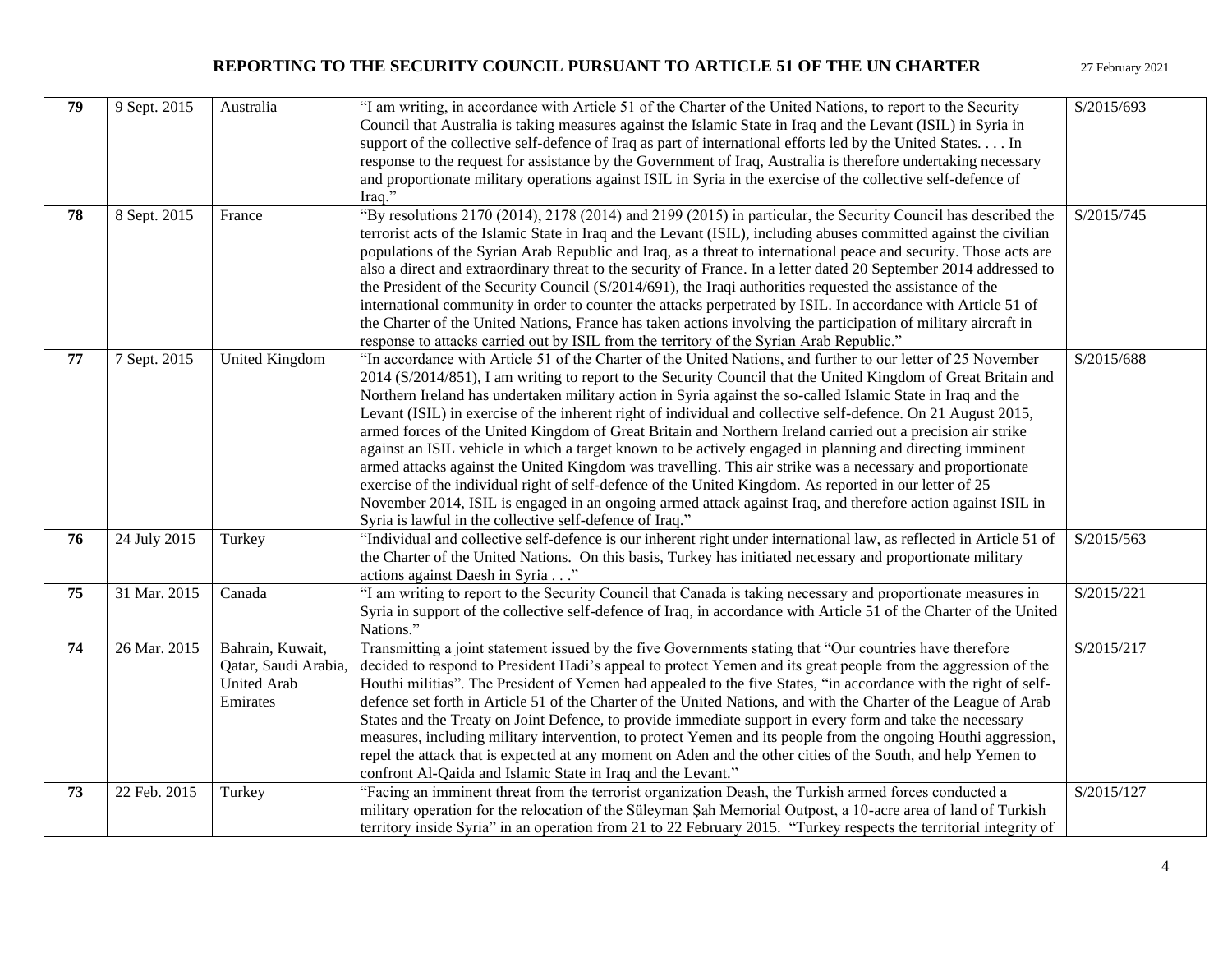| 79 | 9 Sept. 2015 | Australia | "I am writing, in accordance with Article 51 of the Charter of the United Nations, to report to the Security Council that Australia is taking measures against the Islamic State in Iraq and the Levant (ISIL) in Syria in support of the collective self-defence of Iraq as part of international efforts led by the United States. . . . In response to the request for assistance by the Government of Iraq, Australia is therefore undertaking necessary and proportionate military operations against ISIL in Syria in the exercise of the collective self-defence of Iraq." | S/2015/693 |
|---|---|---|---|---|
| **78** | 8 Sept. 2015 | France | "By resolutions 2170 (2014), 2178 (2014) and 2199 (2015) in particular, the Security Council has described the terrorist acts of the Islamic State in Iraq and the Levant (ISIL), including abuses committed against the civilian populations of the Syrian Arab Republic and Iraq, as a threat to international peace and security. Those acts are also a direct and extraordinary threat to the security of France. In a letter dated 20 September 2014 addressed to the President of the Security Council (S/2014/691), the Iraqi authorities requested the assistance of the international community in order to counter the attacks perpetrated by ISIL. In accordance with Article 51 of the Charter of the United Nations, France has taken actions involving the participation of military aircraft in response to attacks carried out by ISIL from the territory of the Syrian Arab Republic." | S/2015/745 |
| **77** | 7 Sept. 2015 | United Kingdom | "In accordance with Article 51 of the Charter of the United Nations, and further to our letter of 25 November 2014 (S/2014/851), I am writing to report to the Security Council that the United Kingdom of Great Britain and Northern Ireland has undertaken military action in Syria against the so-called Islamic State in Iraq and the Levant (ISIL) in exercise of the inherent right of individual and collective self-defence. On 21 August 2015, armed forces of the United Kingdom of Great Britain and Northern Ireland carried out a precision air strike against an ISIL vehicle in which a target known to be actively engaged in planning and directing imminent armed attacks against the United Kingdom was travelling. This air strike was a necessary and proportionate exercise of the individual right of self-defence of the United Kingdom. As reported in our letter of 25 November 2014, ISIL is engaged in an ongoing armed attack against Iraq, and therefore action against ISIL in Syria is lawful in the collective self-defence of Iraq." | S/2015/688 |
| **76** | 24 July 2015 | Turkey | "Individual and collective self-defence is our inherent right under international law, as reflected in Article 51 of the Charter of the United Nations. On this basis, Turkey has initiated necessary and proportionate military actions against Daesh in Syria . . ." | S/2015/563 |
| **75** | 31 Mar. 2015 | Canada | "I am writing to report to the Security Council that Canada is taking necessary and proportionate measures in Syria in support of the collective self-defence of Iraq, in accordance with Article 51 of the Charter of the United Nations." | S/2015/221 |
| **74** | 26 Mar. 2015 | Bahrain, Kuwait, Qatar, Saudi Arabia, United Arab Emirates | Transmitting a joint statement issued by the five Governments stating that "Our countries have therefore decided to respond to President Hadi's appeal to protect Yemen and its great people from the aggression of the Houthi militias". The President of Yemen had appealed to the five States, "in accordance with the right of self-defence set forth in Article 51 of the Charter of the United Nations, and with the Charter of the League of Arab States and the Treaty on Joint Defence, to provide immediate support in every form and take the necessary measures, including military intervention, to protect Yemen and its people from the ongoing Houthi aggression, repel the attack that is expected at any moment on Aden and the other cities of the South, and help Yemen to confront Al-Qaida and Islamic State in Iraq and the Levant." | S/2015/217 |
| **73** | 22 Feb. 2015 | Turkey | "Facing an imminent threat from the terrorist organization Deash, the Turkish armed forces conducted a military operation for the relocation of the Süleyman Şah Memorial Outpost, a 10-acre area of land of Turkish territory inside Syria" in an operation from 21 to 22 February 2015. "Turkey respects the territorial integrity of | S/2015/127 |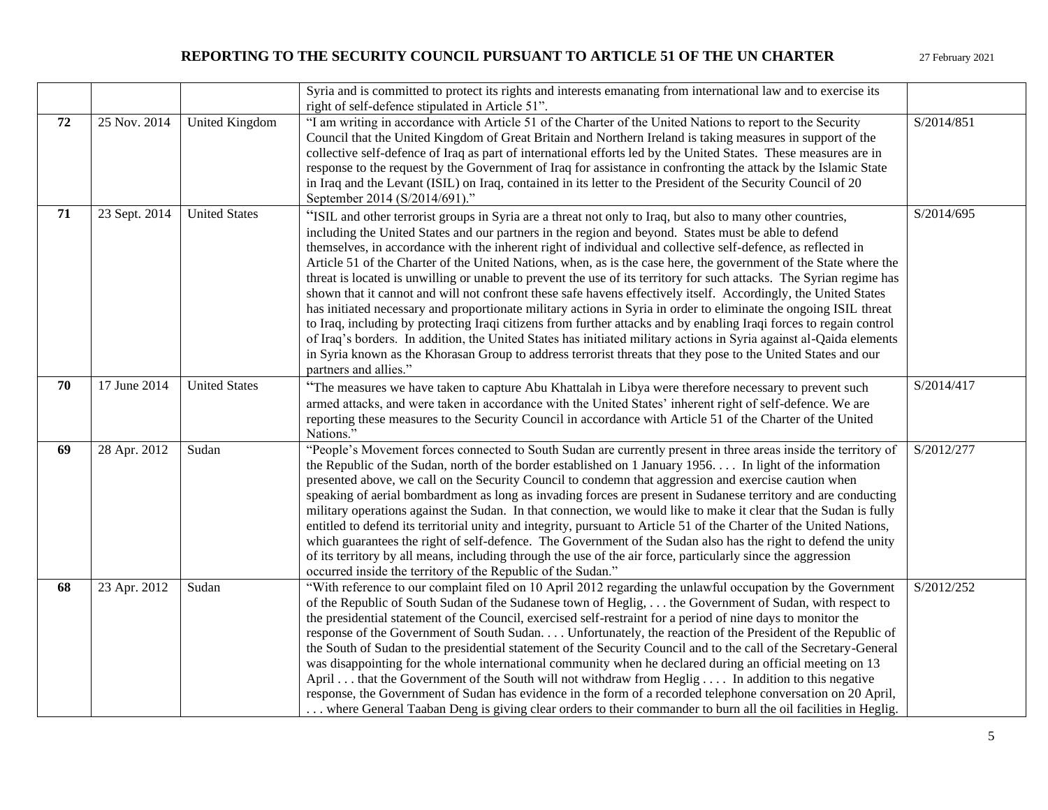| | | | | |
|---|---|---|---|---|
| | | | Syria and is committed to protect its rights and interests emanating from international law and to exercise its right of self-defence stipulated in Article 51". | |
| **72** | 25 Nov. 2014 | United Kingdom | "I am writing in accordance with Article 51 of the Charter of the United Nations to report to the Security Council that the United Kingdom of Great Britain and Northern Ireland is taking measures in support of the collective self-defence of Iraq as part of international efforts led by the United States. These measures are in response to the request by the Government of Iraq for assistance in confronting the attack by the Islamic State in Iraq and the Levant (ISIL) on Iraq, contained in its letter to the President of the Security Council of 20 September 2014 (S/2014/691)." | S/2014/851 |
| **71** | 23 Sept. 2014 | United States | "ISIL and other terrorist groups in Syria are a threat not only to Iraq, but also to many other countries, including the United States and our partners in the region and beyond. States must be able to defend themselves, in accordance with the inherent right of individual and collective self-defence, as reflected in Article 51 of the Charter of the United Nations, when, as is the case here, the government of the State where the threat is located is unwilling or unable to prevent the use of its territory for such attacks. The Syrian regime has shown that it cannot and will not confront these safe havens effectively itself. Accordingly, the United States has initiated necessary and proportionate military actions in Syria in order to eliminate the ongoing ISIL threat to Iraq, including by protecting Iraqi citizens from further attacks and by enabling Iraqi forces to regain control of Iraq's borders. In addition, the United States has initiated military actions in Syria against al-Qaida elements in Syria known as the Khorasan Group to address terrorist threats that they pose to the United States and our partners and allies." | S/2014/695 |
| **70** | 17 June 2014 | United States | "The measures we have taken to capture Abu Khattalah in Libya were therefore necessary to prevent such armed attacks, and were taken in accordance with the United States' inherent right of self-defence. We are reporting these measures to the Security Council in accordance with Article 51 of the Charter of the United Nations." | S/2014/417 |
| **69** | 28 Apr. 2012 | Sudan | "People's Movement forces connected to South Sudan are currently present in three areas inside the territory of the Republic of the Sudan, north of the border established on 1 January 1956. . . . In light of the information presented above, we call on the Security Council to condemn that aggression and exercise caution when speaking of aerial bombardment as long as invading forces are present in Sudanese territory and are conducting military operations against the Sudan. In that connection, we would like to make it clear that the Sudan is fully entitled to defend its territorial unity and integrity, pursuant to Article 51 of the Charter of the United Nations, which guarantees the right of self-defence. The Government of the Sudan also has the right to defend the unity of its territory by all means, including through the use of the air force, particularly since the aggression occurred inside the territory of the Republic of the Sudan." | S/2012/277 |
| **68** | 23 Apr. 2012 | Sudan | "With reference to our complaint filed on 10 April 2012 regarding the unlawful occupation by the Government of the Republic of South Sudan of the Sudanese town of Heglig, . . . the Government of Sudan, with respect to the presidential statement of the Council, exercised self-restraint for a period of nine days to monitor the response of the Government of South Sudan. . . . Unfortunately, the reaction of the President of the Republic of the South of Sudan to the presidential statement of the Security Council and to the call of the Secretary-General was disappointing for the whole international community when he declared during an official meeting on 13 April . . . that the Government of the South will not withdraw from Heglig . . . . In addition to this negative response, the Government of Sudan has evidence in the form of a recorded telephone conversation on 20 April, . . . where General Taaban Deng is giving clear orders to their commander to burn all the oil facilities in Heglig. | S/2012/252 |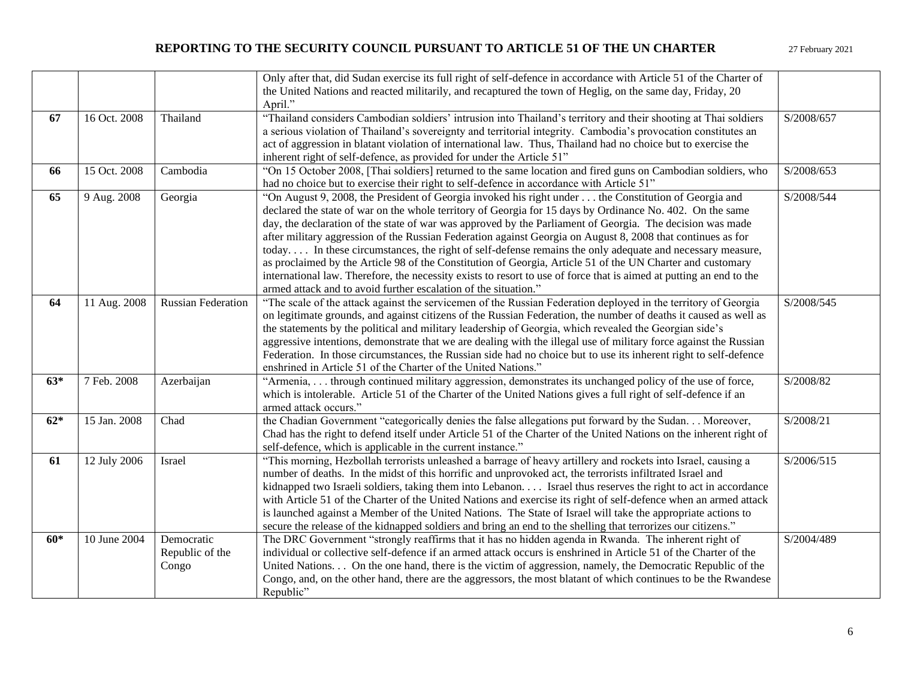| | | | | |
|---|---|---|---|---|
| | | | Only after that, did Sudan exercise its full right of self-defence in accordance with Article 51 of the Charter of the United Nations and reacted militarily, and recaptured the town of Heglig, on the same day, Friday, 20 April." | |
| **67** | 16 Oct. 2008 | Thailand | "Thailand considers Cambodian soldiers' intrusion into Thailand's territory and their shooting at Thai soldiers a serious violation of Thailand's sovereignty and territorial integrity. Cambodia's provocation constitutes an act of aggression in blatant violation of international law. Thus, Thailand had no choice but to exercise the inherent right of self-defence, as provided for under the Article 51" | S/2008/657 |
| **66** | 15 Oct. 2008 | Cambodia | "On 15 October 2008, [Thai soldiers] returned to the same location and fired guns on Cambodian soldiers, who had no choice but to exercise their right to self-defence in accordance with Article 51" | S/2008/653 |
| **65** | 9 Aug. 2008 | Georgia | "On August 9, 2008, the President of Georgia invoked his right under . . . the Constitution of Georgia and declared the state of war on the whole territory of Georgia for 15 days by Ordinance No. 402. On the same day, the declaration of the state of war was approved by the Parliament of Georgia. The decision was made after military aggression of the Russian Federation against Georgia on August 8, 2008 that continues as for today. . . . In these circumstances, the right of self-defense remains the only adequate and necessary measure, as proclaimed by the Article 98 of the Constitution of Georgia, Article 51 of the UN Charter and customary international law. Therefore, the necessity exists to resort to use of force that is aimed at putting an end to the armed attack and to avoid further escalation of the situation." | S/2008/544 |
| **64** | 11 Aug. 2008 | Russian Federation | "The scale of the attack against the servicemen of the Russian Federation deployed in the territory of Georgia on legitimate grounds, and against citizens of the Russian Federation, the number of deaths it caused as well as the statements by the political and military leadership of Georgia, which revealed the Georgian side's aggressive intentions, demonstrate that we are dealing with the illegal use of military force against the Russian Federation. In those circumstances, the Russian side had no choice but to use its inherent right to self-defence enshrined in Article 51 of the Charter of the United Nations." | S/2008/545 |
| **63*** | 7 Feb. 2008 | Azerbaijan | "Armenia, . . . through continued military aggression, demonstrates its unchanged policy of the use of force, which is intolerable. Article 51 of the Charter of the United Nations gives a full right of self-defence if an armed attack occurs." | S/2008/82 |
| **62*** | 15 Jan. 2008 | Chad | the Chadian Government "categorically denies the false allegations put forward by the Sudan. . . Moreover, Chad has the right to defend itself under Article 51 of the Charter of the United Nations on the inherent right of self-defence, which is applicable in the current instance." | S/2008/21 |
| **61** | 12 July 2006 | Israel | "This morning, Hezbollah terrorists unleashed a barrage of heavy artillery and rockets into Israel, causing a number of deaths. In the midst of this horrific and unprovoked act, the terrorists infiltrated Israel and kidnapped two Israeli soldiers, taking them into Lebanon. . . . Israel thus reserves the right to act in accordance with Article 51 of the Charter of the United Nations and exercise its right of self-defence when an armed attack is launched against a Member of the United Nations. The State of Israel will take the appropriate actions to secure the release of the kidnapped soldiers and bring an end to the shelling that terrorizes our citizens." | S/2006/515 |
| **60*** | 10 June 2004 | Democratic Republic of the Congo | The DRC Government "strongly reaffirms that it has no hidden agenda in Rwanda. The inherent right of individual or collective self-defence if an armed attack occurs is enshrined in Article 51 of the Charter of the United Nations. . . On the one hand, there is the victim of aggression, namely, the Democratic Republic of the Congo, and, on the other hand, there are the aggressors, the most blatant of which continues to be the Rwandese Republic" | S/2004/489 |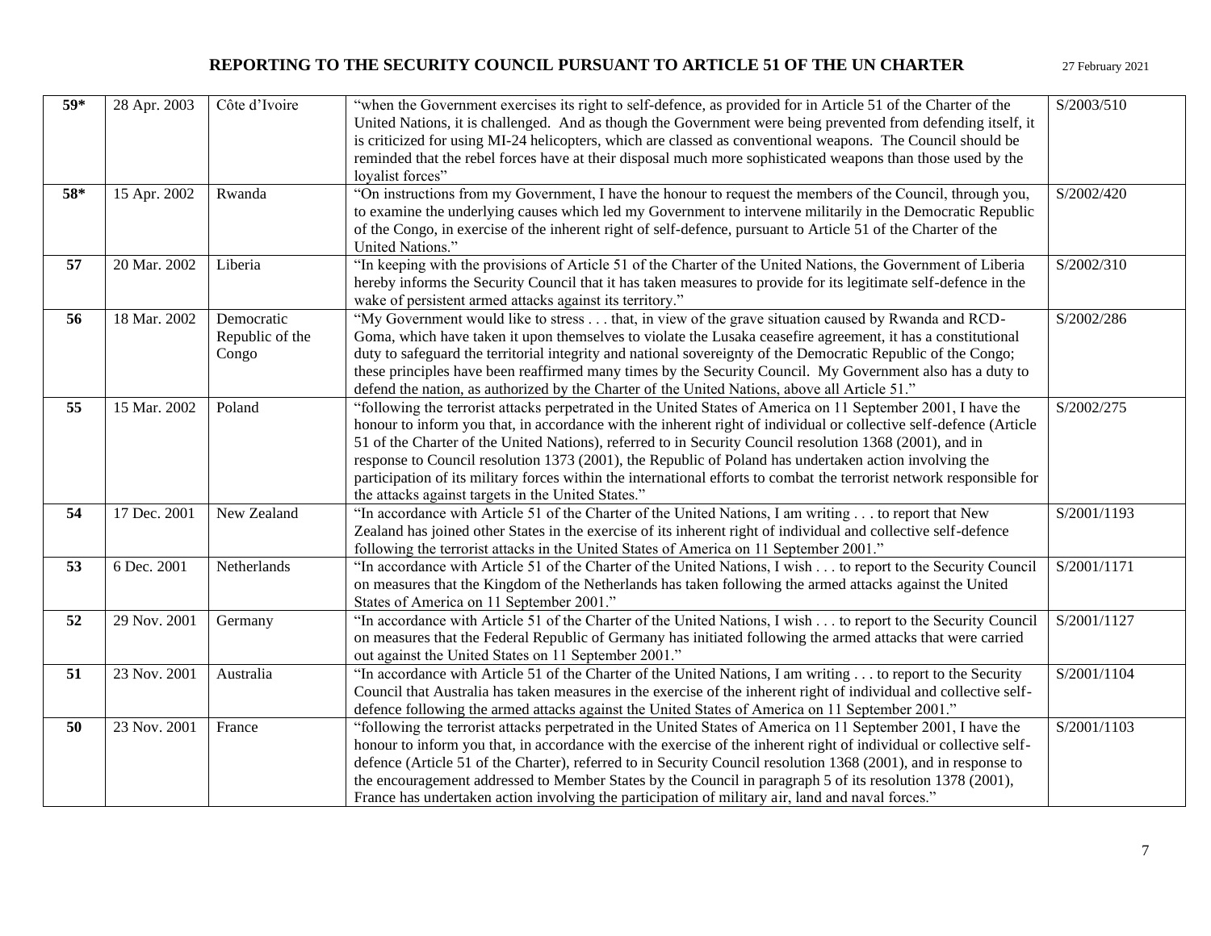| **59*** | 28 Apr. 2003 | Côte d'Ivoire | "when the Government exercises its right to self-defence, as provided for in Article 51 of the Charter of the United Nations, it is challenged. And as though the Government were being prevented from defending itself, it is criticized for using MI-24 helicopters, which are classed as conventional weapons. The Council should be reminded that the rebel forces have at their disposal much more sophisticated weapons than those used by the loyalist forces" | S/2003/510 |
|---|---|---|---|---|
| **58*** | 15 Apr. 2002 | Rwanda | "On instructions from my Government, I have the honour to request the members of the Council, through you, to examine the underlying causes which led my Government to intervene militarily in the Democratic Republic of the Congo, in exercise of the inherent right of self-defence, pursuant to Article 51 of the Charter of the United Nations." | S/2002/420 |
| **57** | 20 Mar. 2002 | Liberia | "In keeping with the provisions of Article 51 of the Charter of the United Nations, the Government of Liberia hereby informs the Security Council that it has taken measures to provide for its legitimate self-defence in the wake of persistent armed attacks against its territory." | S/2002/310 |
| **56** | 18 Mar. 2002 | Democratic Republic of the Congo | "My Government would like to stress . . . that, in view of the grave situation caused by Rwanda and RCD-Goma, which have taken it upon themselves to violate the Lusaka ceasefire agreement, it has a constitutional duty to safeguard the territorial integrity and national sovereignty of the Democratic Republic of the Congo; these principles have been reaffirmed many times by the Security Council. My Government also has a duty to defend the nation, as authorized by the Charter of the United Nations, above all Article 51." | S/2002/286 |
| **55** | 15 Mar. 2002 | Poland | "following the terrorist attacks perpetrated in the United States of America on 11 September 2001, I have the honour to inform you that, in accordance with the inherent right of individual or collective self-defence (Article 51 of the Charter of the United Nations), referred to in Security Council resolution 1368 (2001), and in response to Council resolution 1373 (2001), the Republic of Poland has undertaken action involving the participation of its military forces within the international efforts to combat the terrorist network responsible for the attacks against targets in the United States." | S/2002/275 |
| **54** | 17 Dec. 2001 | New Zealand | "In accordance with Article 51 of the Charter of the United Nations, I am writing . . . to report that New Zealand has joined other States in the exercise of its inherent right of individual and collective self-defence following the terrorist attacks in the United States of America on 11 September 2001." | S/2001/1193 |
| **53** | 6 Dec. 2001 | Netherlands | "In accordance with Article 51 of the Charter of the United Nations, I wish . . . to report to the Security Council on measures that the Kingdom of the Netherlands has taken following the armed attacks against the United States of America on 11 September 2001." | S/2001/1171 |
| **52** | 29 Nov. 2001 | Germany | "In accordance with Article 51 of the Charter of the United Nations, I wish . . . to report to the Security Council on measures that the Federal Republic of Germany has initiated following the armed attacks that were carried out against the United States on 11 September 2001." | S/2001/1127 |
| **51** | 23 Nov. 2001 | Australia | "In accordance with Article 51 of the Charter of the United Nations, I am writing . . . to report to the Security Council that Australia has taken measures in the exercise of the inherent right of individual and collective self-defence following the armed attacks against the United States of America on 11 September 2001." | S/2001/1104 |
| **50** | 23 Nov. 2001 | France | "following the terrorist attacks perpetrated in the United States of America on 11 September 2001, I have the honour to inform you that, in accordance with the exercise of the inherent right of individual or collective self-defence (Article 51 of the Charter), referred to in Security Council resolution 1368 (2001), and in response to the encouragement addressed to Member States by the Council in paragraph 5 of its resolution 1378 (2001), France has undertaken action involving the participation of military air, land and naval forces." | S/2001/1103 |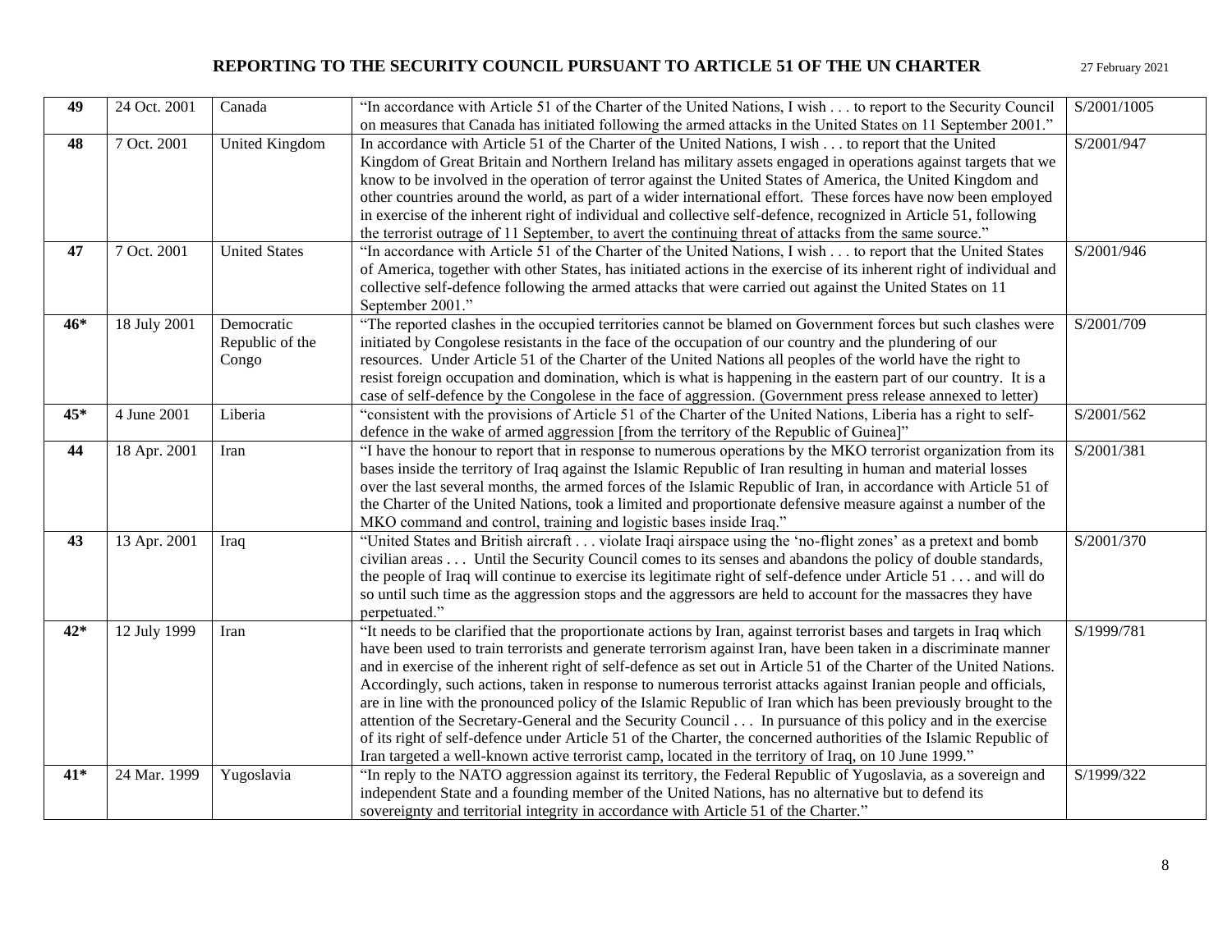| **49** | 24 Oct. 2001 | Canada | "In accordance with Article 51 of the Charter of the United Nations, I wish . . . to report to the Security Council on measures that Canada has initiated following the armed attacks in the United States on 11 September 2001." | S/2001/1005 |
|---|---|---|---|---|
| **48** | 7 Oct. 2001 | United Kingdom | In accordance with Article 51 of the Charter of the United Nations, I wish . . . to report that the United Kingdom of Great Britain and Northern Ireland has military assets engaged in operations against targets that we know to be involved in the operation of terror against the United States of America, the United Kingdom and other countries around the world, as part of a wider international effort. These forces have now been employed in exercise of the inherent right of individual and collective self-defence, recognized in Article 51, following the terrorist outrage of 11 September, to avert the continuing threat of attacks from the same source." | S/2001/947 |
| **47** | 7 Oct. 2001 | United States | "In accordance with Article 51 of the Charter of the United Nations, I wish . . . to report that the United States of America, together with other States, has initiated actions in the exercise of its inherent right of individual and collective self-defence following the armed attacks that were carried out against the United States on 11 September 2001." | S/2001/946 |
| **46*** | 18 July 2001 | Democratic Republic of the Congo | "The reported clashes in the occupied territories cannot be blamed on Government forces but such clashes were initiated by Congolese resistants in the face of the occupation of our country and the plundering of our resources. Under Article 51 of the Charter of the United Nations all peoples of the world have the right to resist foreign occupation and domination, which is what is happening in the eastern part of our country. It is a case of self-defence by the Congolese in the face of aggression. (Government press release annexed to letter) | S/2001/709 |
| **45*** | 4 June 2001 | Liberia | "consistent with the provisions of Article 51 of the Charter of the United Nations, Liberia has a right to self-defence in the wake of armed aggression [from the territory of the Republic of Guinea]" | S/2001/562 |
| **44** | 18 Apr. 2001 | Iran | "I have the honour to report that in response to numerous operations by the MKO terrorist organization from its bases inside the territory of Iraq against the Islamic Republic of Iran resulting in human and material losses over the last several months, the armed forces of the Islamic Republic of Iran, in accordance with Article 51 of the Charter of the United Nations, took a limited and proportionate defensive measure against a number of the MKO command and control, training and logistic bases inside Iraq." | S/2001/381 |
| **43** | 13 Apr. 2001 | Iraq | "United States and British aircraft . . . violate Iraqi airspace using the 'no-flight zones' as a pretext and bomb civilian areas . . . Until the Security Council comes to its senses and abandons the policy of double standards, the people of Iraq will continue to exercise its legitimate right of self-defence under Article 51 . . . and will do so until such time as the aggression stops and the aggressors are held to account for the massacres they have perpetuated." | S/2001/370 |
| **42*** | 12 July 1999 | Iran | "It needs to be clarified that the proportionate actions by Iran, against terrorist bases and targets in Iraq which have been used to train terrorists and generate terrorism against Iran, have been taken in a discriminate manner and in exercise of the inherent right of self-defence as set out in Article 51 of the Charter of the United Nations. Accordingly, such actions, taken in response to numerous terrorist attacks against Iranian people and officials, are in line with the pronounced policy of the Islamic Republic of Iran which has been previously brought to the attention of the Secretary-General and the Security Council . . . In pursuance of this policy and in the exercise of its right of self-defence under Article 51 of the Charter, the concerned authorities of the Islamic Republic of Iran targeted a well-known active terrorist camp, located in the territory of Iraq, on 10 June 1999." | S/1999/781 |
| **41*** | 24 Mar. 1999 | Yugoslavia | "In reply to the NATO aggression against its territory, the Federal Republic of Yugoslavia, as a sovereign and independent State and a founding member of the United Nations, has no alternative but to defend its sovereignty and territorial integrity in accordance with Article 51 of the Charter." | S/1999/322 |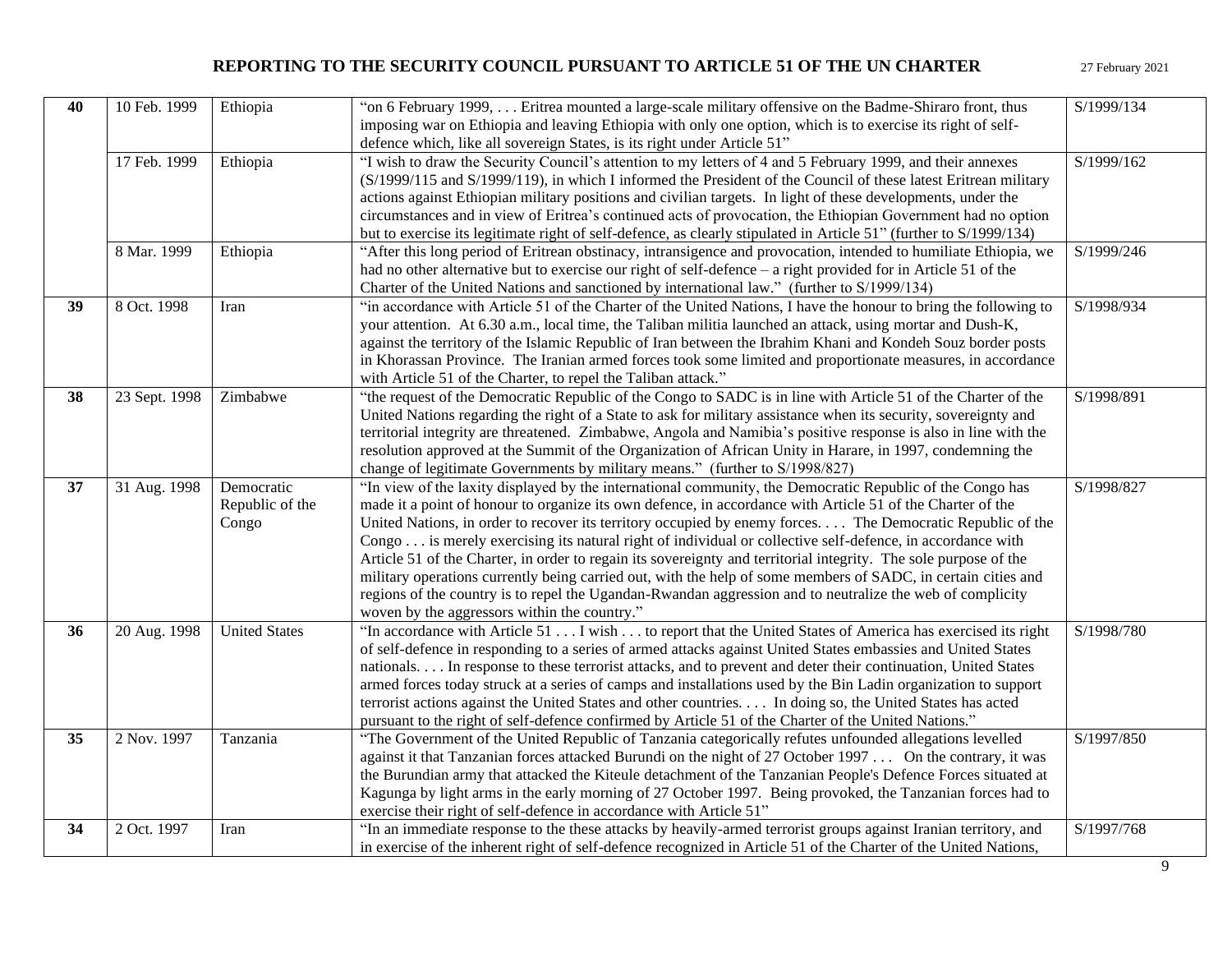| | | | | |
|---|---|---|---|---|
| **40** | 10 Feb. 1999 | Ethiopia | "on 6 February 1999, . . . Eritrea mounted a large-scale military offensive on the Badme-Shiraro front, thus imposing war on Ethiopia and leaving Ethiopia with only one option, which is to exercise its right of self-defence which, like all sovereign States, is its right under Article 51" | S/1999/134 |
| | 17 Feb. 1999 | Ethiopia | "I wish to draw the Security Council's attention to my letters of 4 and 5 February 1999, and their annexes (S/1999/115 and S/1999/119), in which I informed the President of the Council of these latest Eritrean military actions against Ethiopian military positions and civilian targets. In light of these developments, under the circumstances and in view of Eritrea's continued acts of provocation, the Ethiopian Government had no option but to exercise its legitimate right of self-defence, as clearly stipulated in Article 51" (further to S/1999/134) | S/1999/162 |
| | 8 Mar. 1999 | Ethiopia | "After this long period of Eritrean obstinacy, intransigence and provocation, intended to humiliate Ethiopia, we had no other alternative but to exercise our right of self-defence – a right provided for in Article 51 of the Charter of the United Nations and sanctioned by international law." (further to S/1999/134) | S/1999/246 |
| **39** | 8 Oct. 1998 | Iran | "in accordance with Article 51 of the Charter of the United Nations, I have the honour to bring the following to your attention. At 6.30 a.m., local time, the Taliban militia launched an attack, using mortar and Dush-K, against the territory of the Islamic Republic of Iran between the Ibrahim Khani and Kondeh Souz border posts in Khorassan Province. The Iranian armed forces took some limited and proportionate measures, in accordance with Article 51 of the Charter, to repel the Taliban attack." | S/1998/934 |
| **38** | 23 Sept. 1998 | Zimbabwe | "the request of the Democratic Republic of the Congo to SADC is in line with Article 51 of the Charter of the United Nations regarding the right of a State to ask for military assistance when its security, sovereignty and territorial integrity are threatened. Zimbabwe, Angola and Namibia's positive response is also in line with the resolution approved at the Summit of the Organization of African Unity in Harare, in 1997, condemning the change of legitimate Governments by military means." (further to S/1998/827) | S/1998/891 |
| **37** | 31 Aug. 1998 | Democratic Republic of the Congo | "In view of the laxity displayed by the international community, the Democratic Republic of the Congo has made it a point of honour to organize its own defence, in accordance with Article 51 of the Charter of the United Nations, in order to recover its territory occupied by enemy forces. . . . The Democratic Republic of the Congo . . . is merely exercising its natural right of individual or collective self-defence, in accordance with Article 51 of the Charter, in order to regain its sovereignty and territorial integrity. The sole purpose of the military operations currently being carried out, with the help of some members of SADC, in certain cities and regions of the country is to repel the Ugandan-Rwandan aggression and to neutralize the web of complicity woven by the aggressors within the country." | S/1998/827 |
| **36** | 20 Aug. 1998 | United States | "In accordance with Article 51 . . . I wish . . . to report that the United States of America has exercised its right of self-defence in responding to a series of armed attacks against United States embassies and United States nationals. . . . In response to these terrorist attacks, and to prevent and deter their continuation, United States armed forces today struck at a series of camps and installations used by the Bin Ladin organization to support terrorist actions against the United States and other countries. . . . In doing so, the United States has acted pursuant to the right of self-defence confirmed by Article 51 of the Charter of the United Nations." | S/1998/780 |
| **35** | 2 Nov. 1997 | Tanzania | "The Government of the United Republic of Tanzania categorically refutes unfounded allegations levelled against it that Tanzanian forces attacked Burundi on the night of 27 October 1997 . . . On the contrary, it was the Burundian army that attacked the Kiteule detachment of the Tanzanian People's Defence Forces situated at Kagunga by light arms in the early morning of 27 October 1997. Being provoked, the Tanzanian forces had to exercise their right of self-defence in accordance with Article 51" | S/1997/850 |
| **34** | 2 Oct. 1997 | Iran | "In an immediate response to the these attacks by heavily-armed terrorist groups against Iranian territory, and in exercise of the inherent right of self-defence recognized in Article 51 of the Charter of the United Nations, | S/1997/768 |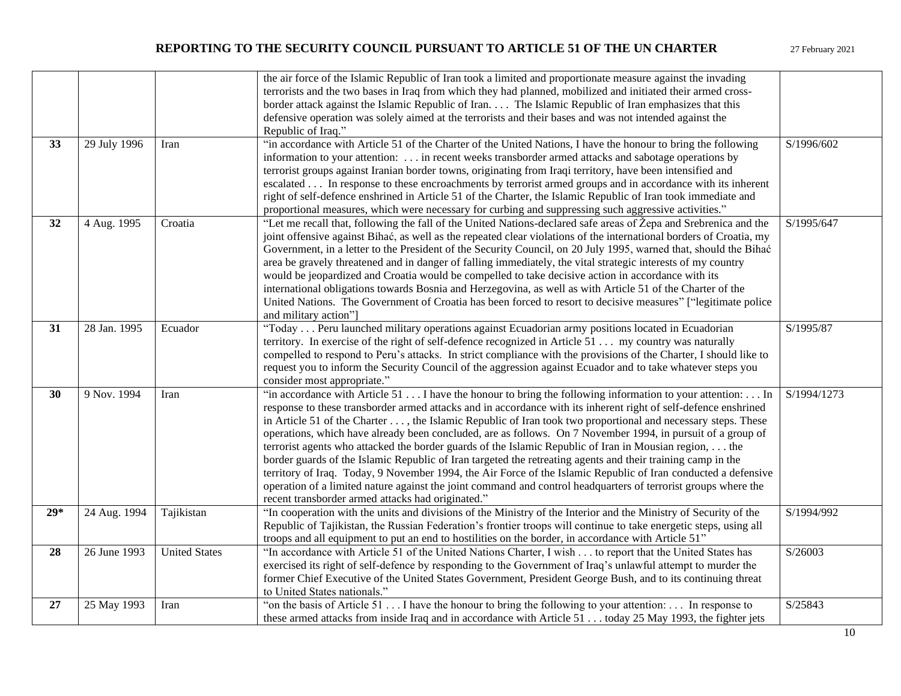| | | | | |
|---|---|---|---|---|
| | | | the air force of the Islamic Republic of Iran took a limited and proportionate measure against the invading terrorists and the two bases in Iraq from which they had planned, mobilized and initiated their armed cross-border attack against the Islamic Republic of Iran. . . . The Islamic Republic of Iran emphasizes that this defensive operation was solely aimed at the terrorists and their bases and was not intended against the Republic of Iraq." | |
| **33** | 29 July 1996 | Iran | "in accordance with Article 51 of the Charter of the United Nations, I have the honour to bring the following information to your attention: . . . in recent weeks transborder armed attacks and sabotage operations by terrorist groups against Iranian border towns, originating from Iraqi territory, have been intensified and escalated . . . In response to these encroachments by terrorist armed groups and in accordance with its inherent right of self-defence enshrined in Article 51 of the Charter, the Islamic Republic of Iran took immediate and proportional measures, which were necessary for curbing and suppressing such aggressive activities." | S/1996/602 |
| **32** | 4 Aug. 1995 | Croatia | "Let me recall that, following the fall of the United Nations-declared safe areas of Žepa and Srebrenica and the joint offensive against Bihać, as well as the repeated clear violations of the international borders of Croatia, my Government, in a letter to the President of the Security Council, on 20 July 1995, warned that, should the Bihać area be gravely threatened and in danger of falling immediately, the vital strategic interests of my country would be jeopardized and Croatia would be compelled to take decisive action in accordance with its international obligations towards Bosnia and Herzegovina, as well as with Article 51 of the Charter of the United Nations. The Government of Croatia has been forced to resort to decisive measures" ["legitimate police and military action"] | S/1995/647 |
| **31** | 28 Jan. 1995 | Ecuador | "Today . . . Peru launched military operations against Ecuadorian army positions located in Ecuadorian territory. In exercise of the right of self-defence recognized in Article 51 . . . my country was naturally compelled to respond to Peru's attacks. In strict compliance with the provisions of the Charter, I should like to request you to inform the Security Council of the aggression against Ecuador and to take whatever steps you consider most appropriate." | S/1995/87 |
| **30** | 9 Nov. 1994 | Iran | "in accordance with Article 51 . . . I have the honour to bring the following information to your attention: . . . In response to these transborder armed attacks and in accordance with its inherent right of self-defence enshrined in Article 51 of the Charter . . . , the Islamic Republic of Iran took two proportional and necessary steps. These operations, which have already been concluded, are as follows. On 7 November 1994, in pursuit of a group of terrorist agents who attacked the border guards of the Islamic Republic of Iran in Mousian region, . . . the border guards of the Islamic Republic of Iran targeted the retreating agents and their training camp in the territory of Iraq. Today, 9 November 1994, the Air Force of the Islamic Republic of Iran conducted a defensive operation of a limited nature against the joint command and control headquarters of terrorist groups where the recent transborder armed attacks had originated." | S/1994/1273 |
| **29*** | 24 Aug. 1994 | Tajikistan | "In cooperation with the units and divisions of the Ministry of the Interior and the Ministry of Security of the Republic of Tajikistan, the Russian Federation's frontier troops will continue to take energetic steps, using all troops and all equipment to put an end to hostilities on the border, in accordance with Article 51" | S/1994/992 |
| **28** | 26 June 1993 | United States | "In accordance with Article 51 of the United Nations Charter, I wish . . . to report that the United States has exercised its right of self-defence by responding to the Government of Iraq's unlawful attempt to murder the former Chief Executive of the United States Government, President George Bush, and to its continuing threat to United States nationals." | S/26003 |
| **27** | 25 May 1993 | Iran | "on the basis of Article 51 . . . I have the honour to bring the following to your attention: . . . In response to these armed attacks from inside Iraq and in accordance with Article 51 . . . today 25 May 1993, the fighter jets | S/25843 |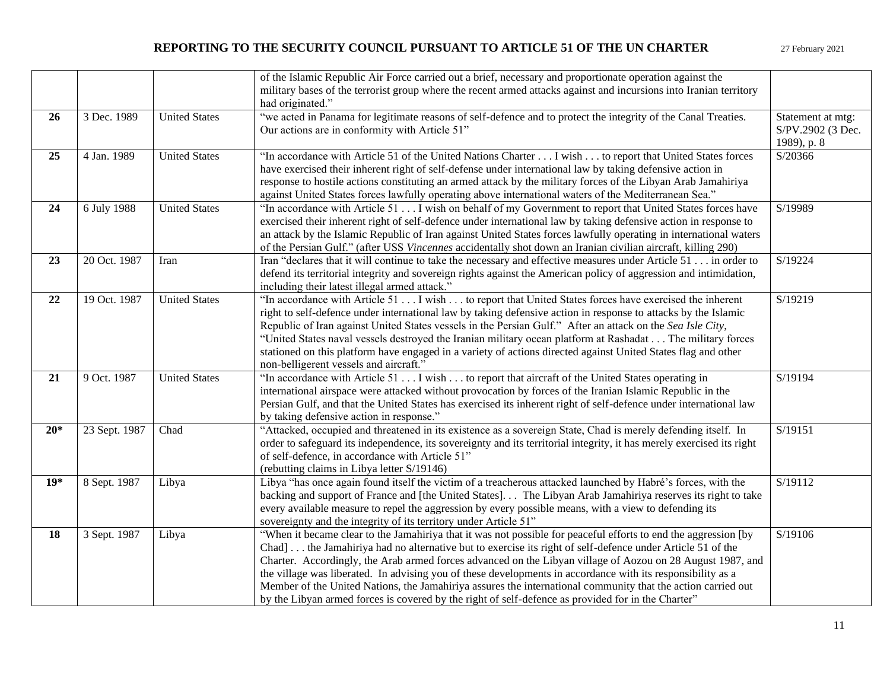| | | | of the Islamic Republic Air Force carried out a brief, necessary and proportionate operation against the military bases of the terrorist group where the recent armed attacks against and incursions into Iranian territory had originated." | |
|---|---|---|---|---|
| **26** | 3 Dec. 1989 | United States | "we acted in Panama for legitimate reasons of self-defence and to protect the integrity of the Canal Treaties. Our actions are in conformity with Article 51" | Statement at mtg: S/PV.2902 (3 Dec. 1989), p. 8 |
| **25** | 4 Jan. 1989 | United States | "In accordance with Article 51 of the United Nations Charter . . . I wish . . . to report that United States forces have exercised their inherent right of self-defense under international law by taking defensive action in response to hostile actions constituting an armed attack by the military forces of the Libyan Arab Jamahiriya against United States forces lawfully operating above international waters of the Mediterranean Sea." | S/20366 |
| **24** | 6 July 1988 | United States | "In accordance with Article 51 . . . I wish on behalf of my Government to report that United States forces have exercised their inherent right of self-defence under international law by taking defensive action in response to an attack by the Islamic Republic of Iran against United States forces lawfully operating in international waters of the Persian Gulf." (after USS *Vincennes* accidentally shot down an Iranian civilian aircraft, killing 290) | S/19989 |
| **23** | 20 Oct. 1987 | Iran | Iran "declares that it will continue to take the necessary and effective measures under Article 51 . . . in order to defend its territorial integrity and sovereign rights against the American policy of aggression and intimidation, including their latest illegal armed attack." | S/19224 |
| **22** | 19 Oct. 1987 | United States | "In accordance with Article 51 . . . I wish . . . to report that United States forces have exercised the inherent right to self-defence under international law by taking defensive action in response to attacks by the Islamic Republic of Iran against United States vessels in the Persian Gulf." After an attack on the *Sea Isle City*, "United States naval vessels destroyed the Iranian military ocean platform at Rashadat . . . The military forces stationed on this platform have engaged in a variety of actions directed against United States flag and other non-belligerent vessels and aircraft." | S/19219 |
| **21** | 9 Oct. 1987 | United States | "In accordance with Article 51 . . . I wish . . . to report that aircraft of the United States operating in international airspace were attacked without provocation by forces of the Iranian Islamic Republic in the Persian Gulf, and that the United States has exercised its inherent right of self-defence under international law by taking defensive action in response." | S/19194 |
| **20*** | 23 Sept. 1987 | Chad | "Attacked, occupied and threatened in its existence as a sovereign State, Chad is merely defending itself. In order to safeguard its independence, its sovereignty and its territorial integrity, it has merely exercised its right of self-defence, in accordance with Article 51" (rebutting claims in Libya letter S/19146) | S/19151 |
| **19*** | 8 Sept. 1987 | Libya | Libya "has once again found itself the victim of a treacherous attacked launched by Habré's forces, with the backing and support of France and [the United States]. . . The Libyan Arab Jamahiriya reserves its right to take every available measure to repel the aggression by every possible means, with a view to defending its sovereignty and the integrity of its territory under Article 51" | S/19112 |
| **18** | 3 Sept. 1987 | Libya | "When it became clear to the Jamahiriya that it was not possible for peaceful efforts to end the aggression [by Chad] . . . the Jamahiriya had no alternative but to exercise its right of self-defence under Article 51 of the Charter. Accordingly, the Arab armed forces advanced on the Libyan village of Aozou on 28 August 1987, and the village was liberated. In advising you of these developments in accordance with its responsibility as a Member of the United Nations, the Jamahiriya assures the international community that the action carried out by the Libyan armed forces is covered by the right of self-defence as provided for in the Charter" | S/19106 |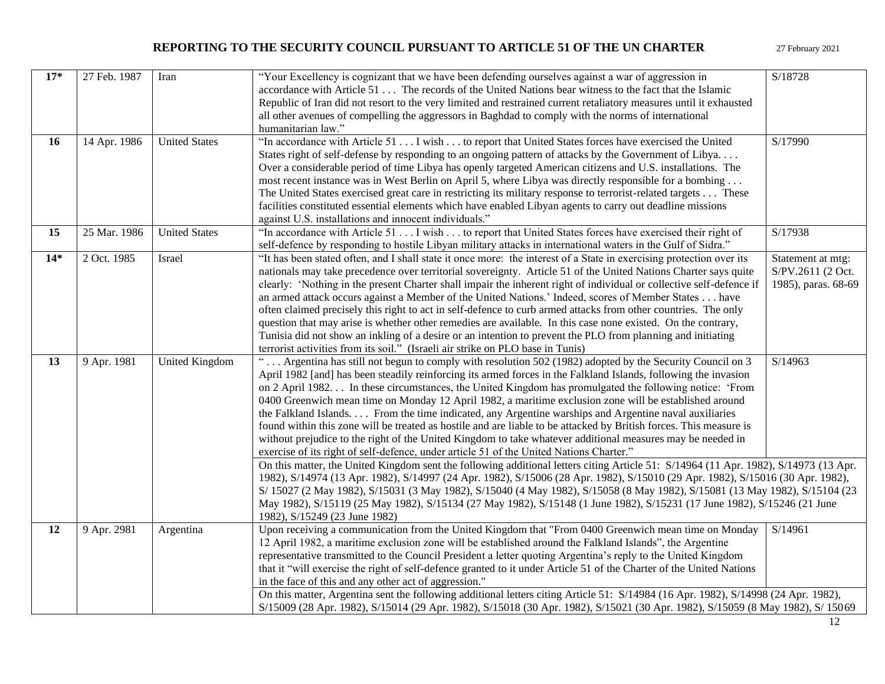| 17* | 27 Feb. 1987 | Iran | "Your Excellency is cognizant that we have been defending ourselves against a war of aggression in accordance with Article 51 . . . The records of the United Nations bear witness to the fact that the Islamic Republic of Iran did not resort to the very limited and restrained current retaliatory measures until it exhausted all other avenues of compelling the aggressors in Baghdad to comply with the norms of international humanitarian law." | S/18728 |
|---|---|---|---|---|
| **16** | 14 Apr. 1986 | United States | "In accordance with Article 51 . . . I wish . . . to report that United States forces have exercised the United States right of self-defense by responding to an ongoing pattern of attacks by the Government of Libya. . . . Over a considerable period of time Libya has openly targeted American citizens and U.S. installations. The most recent instance was in West Berlin on April 5, where Libya was directly responsible for a bombing . . . The United States exercised great care in restricting its military response to terrorist-related targets . . . These facilities constituted essential elements which have enabled Libyan agents to carry out deadline missions against U.S. installations and innocent individuals." | S/17990 |
| **15** | 25 Mar. 1986 | United States | "In accordance with Article 51 . . . I wish . . . to report that United States forces have exercised their right of self-defence by responding to hostile Libyan military attacks in international waters in the Gulf of Sidra." | S/17938 |
| **14*** | 2 Oct. 1985 | Israel | "It has been stated often, and I shall state it once more: the interest of a State in exercising protection over its nationals may take precedence over territorial sovereignty. Article 51 of the United Nations Charter says quite clearly: 'Nothing in the present Charter shall impair the inherent right of individual or collective self-defence if an armed attack occurs against a Member of the United Nations.' Indeed, scores of Member States . . . have often claimed precisely this right to act in self-defence to curb armed attacks from other countries. The only question that may arise is whether other remedies are available. In this case none existed. On the contrary, Tunisia did not show an inkling of a desire or an intention to prevent the PLO from planning and initiating terrorist activities from its soil." (Israeli air strike on PLO base in Tunis) | Statement at mtg: S/PV.2611 (2 Oct. 1985), paras. 68-69 |
| **13** | 9 Apr. 1981 | United Kingdom | " . . . Argentina has still not begun to comply with resolution 502 (1982) adopted by the Security Council on 3 April 1982 [and] has been steadily reinforcing its armed forces in the Falkland Islands, following the invasion on 2 April 1982. . . In these circumstances, the United Kingdom has promulgated the following notice: 'From 0400 Greenwich mean time on Monday 12 April 1982, a maritime exclusion zone will be established around the Falkland Islands. . . . From the time indicated, any Argentine warships and Argentine naval auxiliaries found within this zone will be treated as hostile and are liable to be attacked by British forces. This measure is without prejudice to the right of the United Kingdom to take whatever additional measures may be needed in exercise of its right of self-defence, under article 51 of the United Nations Charter." | S/14963 |
| | | | On this matter, the United Kingdom sent the following additional letters citing Article 51: S/14964 (11 Apr. 1982), S/14973 (13 Apr. 1982), S/14974 (13 Apr. 1982), S/14997 (24 Apr. 1982), S/15006 (28 Apr. 1982), S/15010 (29 Apr. 1982), S/15016 (30 Apr. 1982), S/ 15027 (2 May 1982), S/15031 (3 May 1982), S/15040 (4 May 1982), S/15058 (8 May 1982), S/15081 (13 May 1982), S/15104 (23 May 1982), S/15119 (25 May 1982), S/15134 (27 May 1982), S/15148 (1 June 1982), S/15231 (17 June 1982), S/15246 (21 June 1982), S/15249 (23 June 1982) | |
| **12** | 9 Apr. 2981 | Argentina | Upon receiving a communication from the United Kingdom that "From 0400 Greenwich mean time on Monday 12 April 1982, a maritime exclusion zone will be established around the Falkland Islands", the Argentine representative transmitted to the Council President a letter quoting Argentina's reply to the United Kingdom that it "will exercise the right of self-defence granted to it under Article 51 of the Charter of the United Nations in the face of this and any other act of aggression." | S/14961 |
| | | | On this matter, Argentina sent the following additional letters citing Article 51: S/14984 (16 Apr. 1982), S/14998 (24 Apr. 1982), S/15009 (28 Apr. 1982), S/15014 (29 Apr. 1982), S/15018 (30 Apr. 1982), S/15021 (30 Apr. 1982), S/15059 (8 May 1982), S/ 15069 | |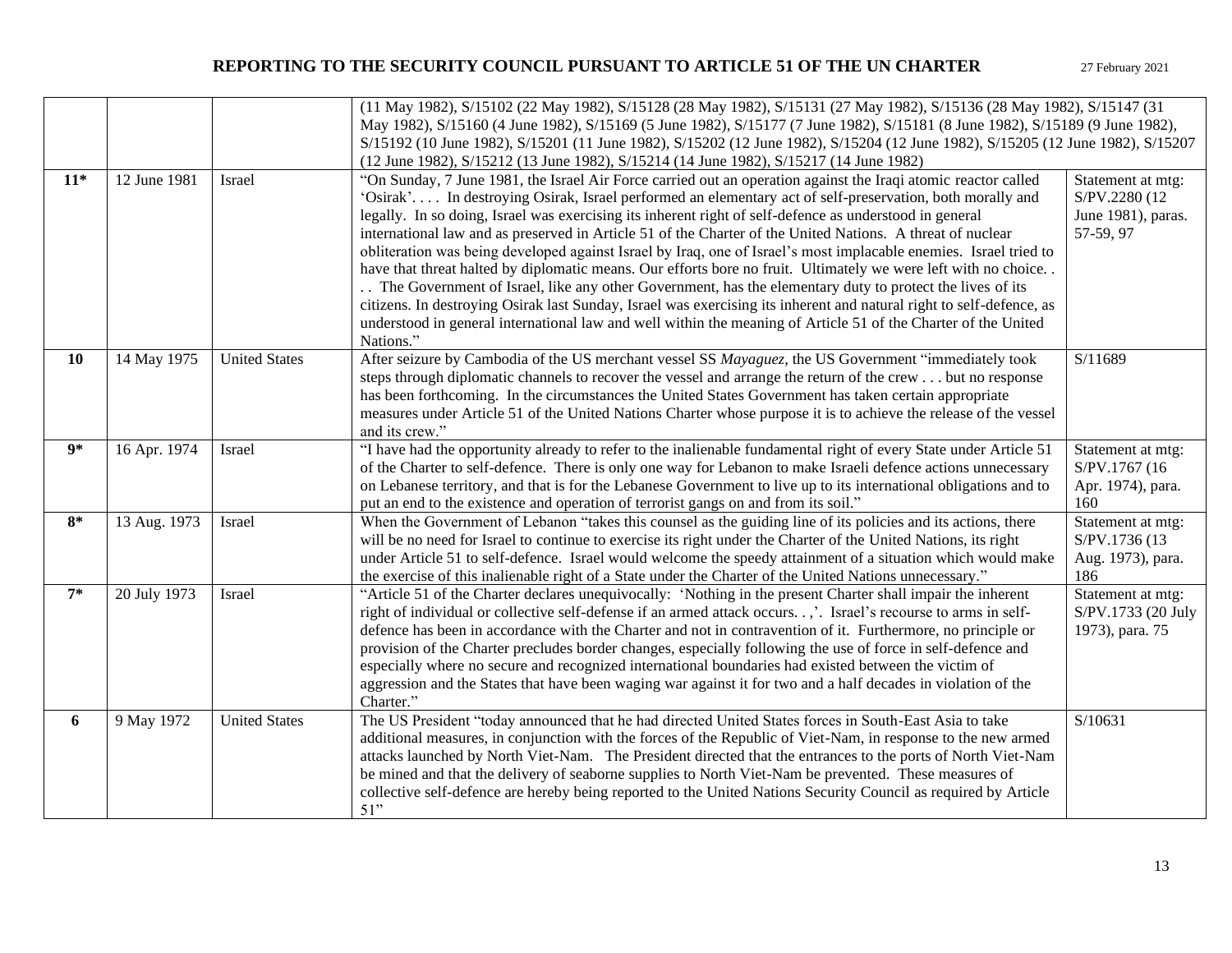| | | | | |
|---|---|---|---|---|
| | | | (11 May 1982), S/15102 (22 May 1982), S/15128 (28 May 1982), S/15131 (27 May 1982), S/15136 (28 May 1982), S/15147 (31 May 1982), S/15160 (4 June 1982), S/15169 (5 June 1982), S/15177 (7 June 1982), S/15181 (8 June 1982), S/15189 (9 June 1982), S/15192 (10 June 1982), S/15201 (11 June 1982), S/15202 (12 June 1982), S/15204 (12 June 1982), S/15205 (12 June 1982), S/15207 (12 June 1982), S/15212 (13 June 1982), S/15214 (14 June 1982), S/15217 (14 June 1982) | |
| **11*** | 12 June 1981 | Israel | "On Sunday, 7 June 1981, the Israel Air Force carried out an operation against the Iraqi atomic reactor called 'Osirak'. . . . In destroying Osirak, Israel performed an elementary act of self-preservation, both morally and legally. In so doing, Israel was exercising its inherent right of self-defence as understood in general international law and as preserved in Article 51 of the Charter of the United Nations. A threat of nuclear obliteration was being developed against Israel by Iraq, one of Israel's most implacable enemies. Israel tried to have that threat halted by diplomatic means. Our efforts bore no fruit. Ultimately we were left with no choice. . . . The Government of Israel, like any other Government, has the elementary duty to protect the lives of its citizens. In destroying Osirak last Sunday, Israel was exercising its inherent and natural right to self-defence, as understood in general international law and well within the meaning of Article 51 of the Charter of the United Nations." | Statement at mtg: S/PV.2280 (12 June 1981), paras. 57-59, 97 |
| **10** | 14 May 1975 | United States | After seizure by Cambodia of the US merchant vessel SS *Mayaguez*, the US Government "immediately took steps through diplomatic channels to recover the vessel and arrange the return of the crew . . . but no response has been forthcoming. In the circumstances the United States Government has taken certain appropriate measures under Article 51 of the United Nations Charter whose purpose it is to achieve the release of the vessel and its crew." | S/11689 |
| **9*** | 16 Apr. 1974 | Israel | "I have had the opportunity already to refer to the inalienable fundamental right of every State under Article 51 of the Charter to self-defence. There is only one way for Lebanon to make Israeli defence actions unnecessary on Lebanese territory, and that is for the Lebanese Government to live up to its international obligations and to put an end to the existence and operation of terrorist gangs on and from its soil." | Statement at mtg: S/PV.1767 (16 Apr. 1974), para. 160 |
| **8*** | 13 Aug. 1973 | Israel | When the Government of Lebanon "takes this counsel as the guiding line of its policies and its actions, there will be no need for Israel to continue to exercise its right under the Charter of the United Nations, its right under Article 51 to self-defence. Israel would welcome the speedy attainment of a situation which would make the exercise of this inalienable right of a State under the Charter of the United Nations unnecessary." | Statement at mtg: S/PV.1736 (13 Aug. 1973), para. 186 |
| **7*** | 20 July 1973 | Israel | "Article 51 of the Charter declares unequivocally: 'Nothing in the present Charter shall impair the inherent right of individual or collective self-defense if an armed attack occurs. . ,'. Israel's recourse to arms in self-defence has been in accordance with the Charter and not in contravention of it. Furthermore, no principle or provision of the Charter precludes border changes, especially following the use of force in self-defence and especially where no secure and recognized international boundaries had existed between the victim of aggression and the States that have been waging war against it for two and a half decades in violation of the Charter." | Statement at mtg: S/PV.1733 (20 July 1973), para. 75 |
| **6** | 9 May 1972 | United States | The US President "today announced that he had directed United States forces in South-East Asia to take additional measures, in conjunction with the forces of the Republic of Viet-Nam, in response to the new armed attacks launched by North Viet-Nam. The President directed that the entrances to the ports of North Viet-Nam be mined and that the delivery of seaborne supplies to North Viet-Nam be prevented. These measures of collective self-defence are hereby being reported to the United Nations Security Council as required by Article 51" | S/10631 |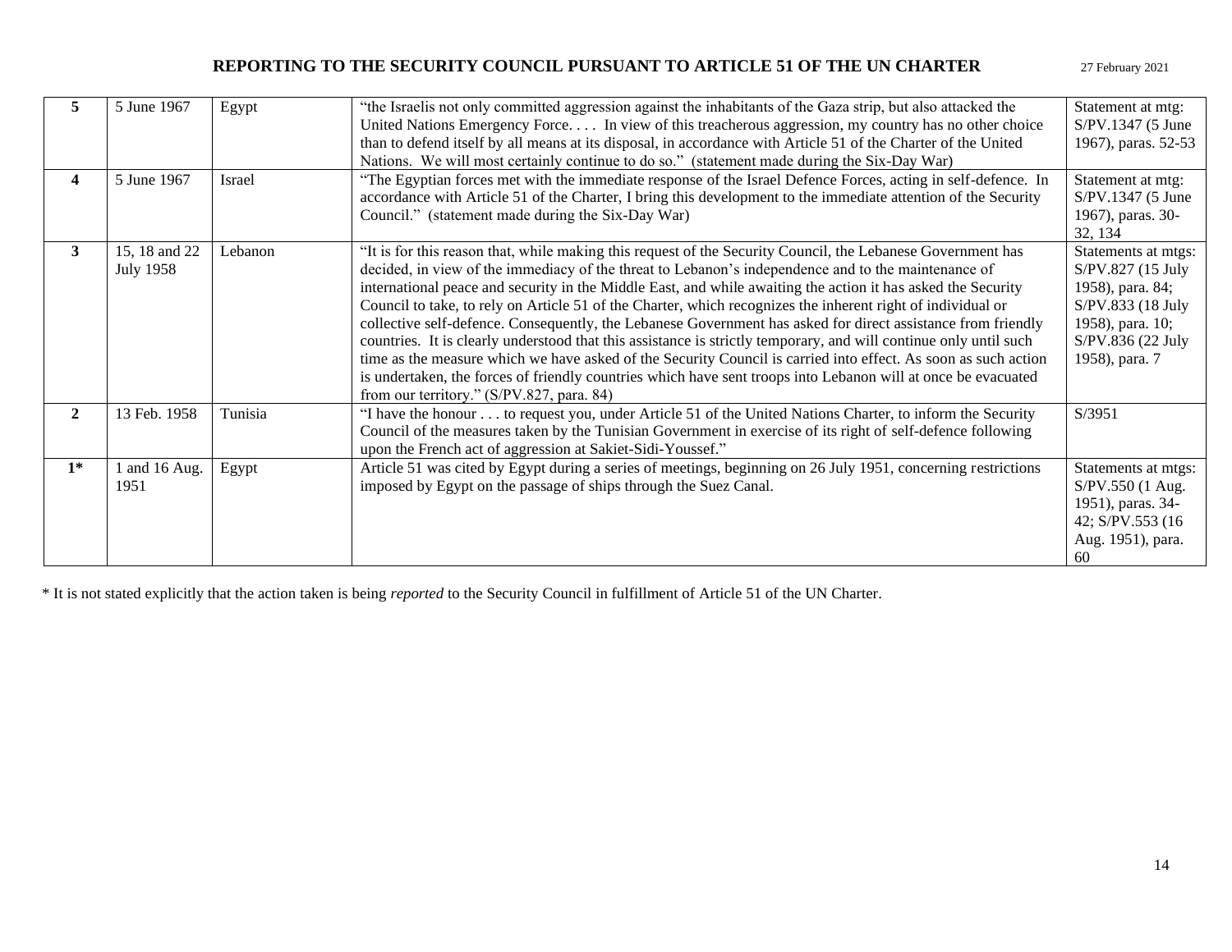| | | | | |
|---|---|---|---|---|
| **5** | 5 June 1967 | Egypt | "the Israelis not only committed aggression against the inhabitants of the Gaza strip, but also attacked the United Nations Emergency Force. . . . In view of this treacherous aggression, my country has no other choice than to defend itself by all means at its disposal, in accordance with Article 51 of the Charter of the United Nations. We will most certainly continue to do so." (statement made during the Six-Day War) | Statement at mtg: S/PV.1347 (5 June 1967), paras. 52-53 |
| **4** | 5 June 1967 | Israel | "The Egyptian forces met with the immediate response of the Israel Defence Forces, acting in self-defence. In accordance with Article 51 of the Charter, I bring this development to the immediate attention of the Security Council." (statement made during the Six-Day War) | Statement at mtg: S/PV.1347 (5 June 1967), paras. 30-32, 134 |
| **3** | 15, 18 and 22 July 1958 | Lebanon | "It is for this reason that, while making this request of the Security Council, the Lebanese Government has decided, in view of the immediacy of the threat to Lebanon's independence and to the maintenance of international peace and security in the Middle East, and while awaiting the action it has asked the Security Council to take, to rely on Article 51 of the Charter, which recognizes the inherent right of individual or collective self-defence. Consequently, the Lebanese Government has asked for direct assistance from friendly countries. It is clearly understood that this assistance is strictly temporary, and will continue only until such time as the measure which we have asked of the Security Council is carried into effect. As soon as such action is undertaken, the forces of friendly countries which have sent troops into Lebanon will at once be evacuated from our territory." (S/PV.827, para. 84) | Statements at mtgs: S/PV.827 (15 July 1958), para. 84; S/PV.833 (18 July 1958), para. 10; S/PV.836 (22 July 1958), para. 7 |
| **2** | 13 Feb. 1958 | Tunisia | "I have the honour . . . to request you, under Article 51 of the United Nations Charter, to inform the Security Council of the measures taken by the Tunisian Government in exercise of its right of self-defence following upon the French act of aggression at Sakiet-Sidi-Youssef." | S/3951 |
| **1*** | 1 and 16 Aug. 1951 | Egypt | Article 51 was cited by Egypt during a series of meetings, beginning on 26 July 1951, concerning restrictions imposed by Egypt on the passage of ships through the Suez Canal. | Statements at mtgs: S/PV.550 (1 Aug. 1951), paras. 34-42; S/PV.553 (16 Aug. 1951), para. 60 |

* It is not stated explicitly that the action taken is being *reported* to the Security Council in fulfillment of Article 51 of the UN Charter.